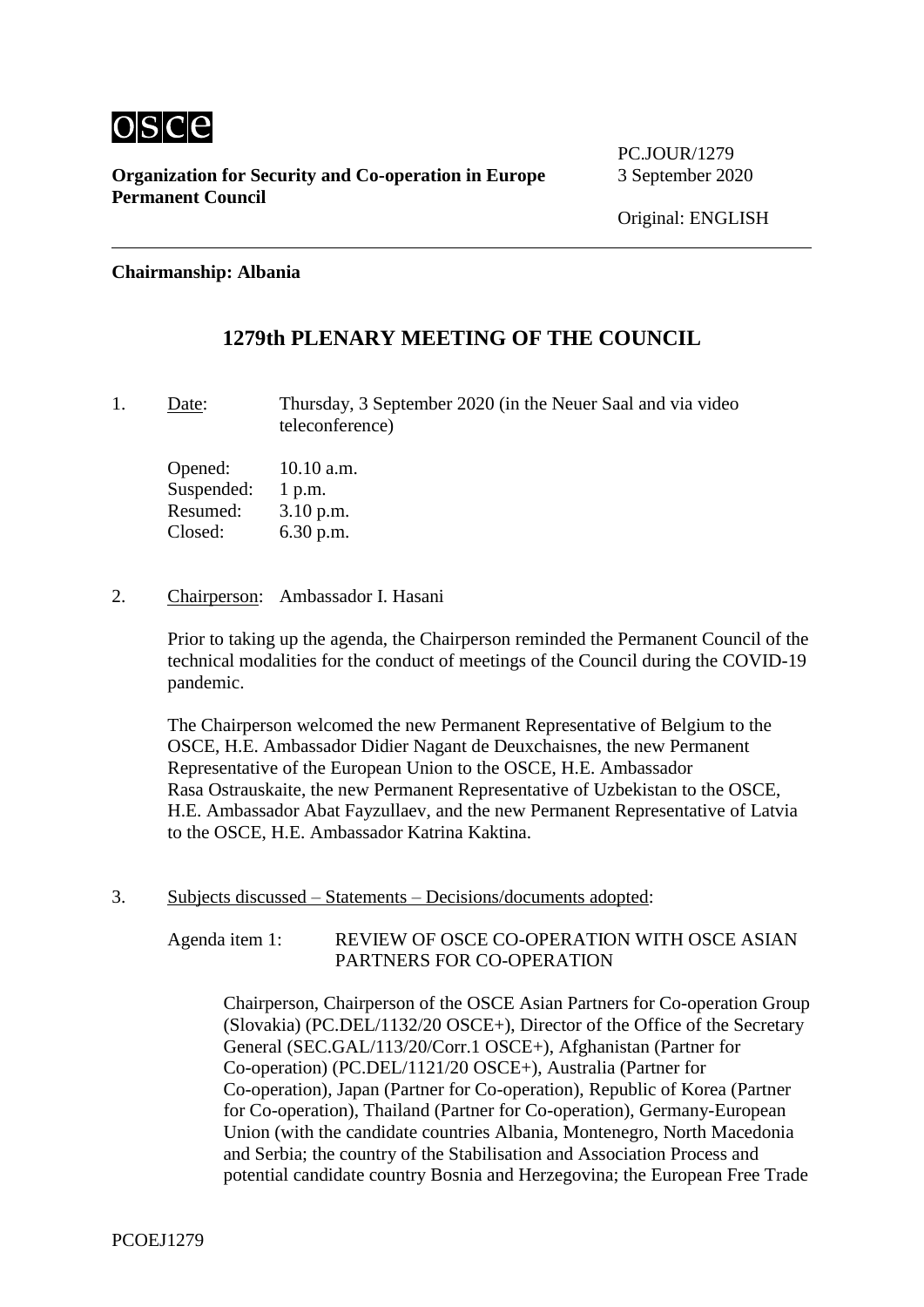**Organization for Security and Co-operation in Europe**
**Permanent Council**

PC.JOUR/1279
3 September 2020

Original: ENGLISH

**Chairmanship: Albania**

# 1279th PLENARY MEETING OF THE COUNCIL

1. Date: Thursday, 3 September 2020 (in the Neuer Saal and via video teleconference)

   Opened: 10.10 a.m.
   Suspended: 1 p.m.
   Resumed: 3.10 p.m.
   Closed: 6.30 p.m.

2. Chairperson: Ambassador I. Hasani

   Prior to taking up the agenda, the Chairperson reminded the Permanent Council of the technical modalities for the conduct of meetings of the Council during the COVID-19 pandemic.

   The Chairperson welcomed the new Permanent Representative of Belgium to the OSCE, H.E. Ambassador Didier Nagant de Deuxchaisnes, the new Permanent Representative of the European Union to the OSCE, H.E. Ambassador Rasa Ostrauskaite, the new Permanent Representative of Uzbekistan to the OSCE, H.E. Ambassador Abat Fayzullaev, and the new Permanent Representative of Latvia to the OSCE, H.E. Ambassador Katrina Kaktina.

3. Subjects discussed – Statements – Decisions/documents adopted:

   Agenda item 1: REVIEW OF OSCE CO-OPERATION WITH OSCE ASIAN PARTNERS FOR CO-OPERATION

   Chairperson, Chairperson of the OSCE Asian Partners for Co-operation Group (Slovakia) (PC.DEL/1132/20 OSCE+), Director of the Office of the Secretary General (SEC.GAL/113/20/Corr.1 OSCE+), Afghanistan (Partner for Co-operation) (PC.DEL/1121/20 OSCE+), Australia (Partner for Co-operation), Japan (Partner for Co-operation), Republic of Korea (Partner for Co-operation), Thailand (Partner for Co-operation), Germany-European Union (with the candidate countries Albania, Montenegro, North Macedonia and Serbia; the country of the Stabilisation and Association Process and potential candidate country Bosnia and Herzegovina; the European Free Trade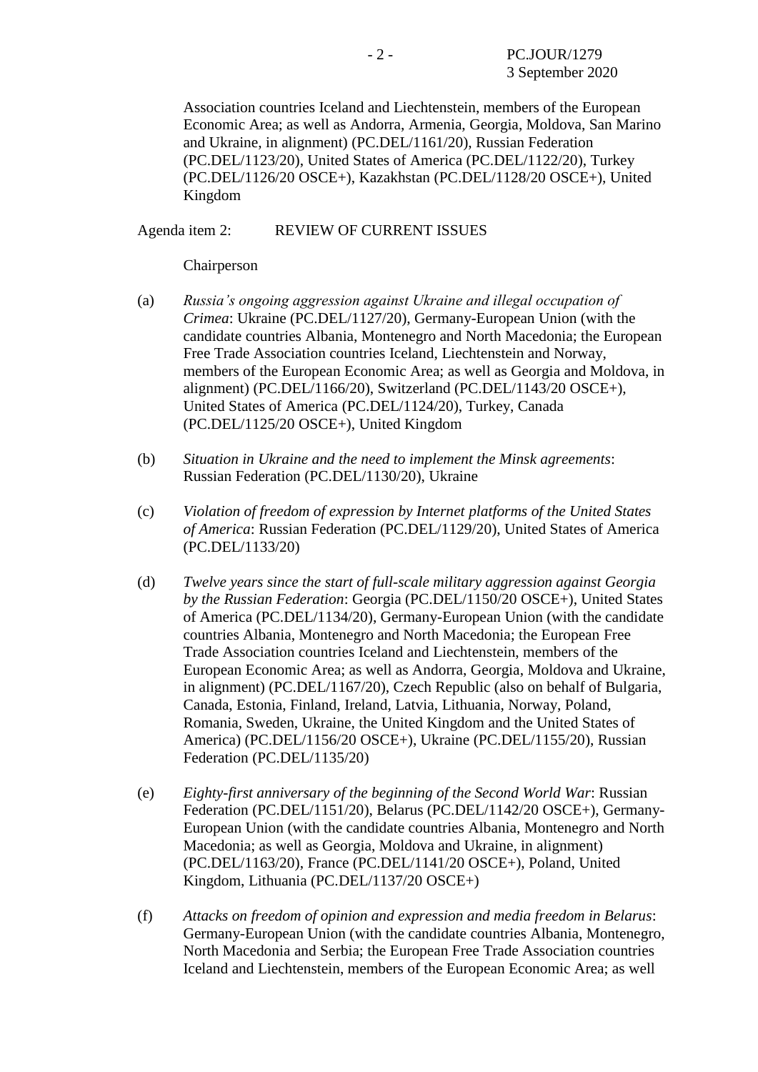Association countries Iceland and Liechtenstein, members of the European Economic Area; as well as Andorra, Armenia, Georgia, Moldova, San Marino and Ukraine, in alignment) (PC.DEL/1161/20), Russian Federation (PC.DEL/1123/20), United States of America (PC.DEL/1122/20), Turkey (PC.DEL/1126/20 OSCE+), Kazakhstan (PC.DEL/1128/20 OSCE+), United Kingdom

Agenda item 2: REVIEW OF CURRENT ISSUES

Chairperson

(a) *Russia's ongoing aggression against Ukraine and illegal occupation of Crimea*: Ukraine (PC.DEL/1127/20), Germany-European Union (with the candidate countries Albania, Montenegro and North Macedonia; the European Free Trade Association countries Iceland, Liechtenstein and Norway, members of the European Economic Area; as well as Georgia and Moldova, in alignment) (PC.DEL/1166/20), Switzerland (PC.DEL/1143/20 OSCE+), United States of America (PC.DEL/1124/20), Turkey, Canada (PC.DEL/1125/20 OSCE+), United Kingdom

(b) *Situation in Ukraine and the need to implement the Minsk agreements*: Russian Federation (PC.DEL/1130/20), Ukraine

(c) *Violation of freedom of expression by Internet platforms of the United States of America*: Russian Federation (PC.DEL/1129/20), United States of America (PC.DEL/1133/20)

(d) *Twelve years since the start of full-scale military aggression against Georgia by the Russian Federation*: Georgia (PC.DEL/1150/20 OSCE+), United States of America (PC.DEL/1134/20), Germany-European Union (with the candidate countries Albania, Montenegro and North Macedonia; the European Free Trade Association countries Iceland and Liechtenstein, members of the European Economic Area; as well as Andorra, Georgia, Moldova and Ukraine, in alignment) (PC.DEL/1167/20), Czech Republic (also on behalf of Bulgaria, Canada, Estonia, Finland, Ireland, Latvia, Lithuania, Norway, Poland, Romania, Sweden, Ukraine, the United Kingdom and the United States of America) (PC.DEL/1156/20 OSCE+), Ukraine (PC.DEL/1155/20), Russian Federation (PC.DEL/1135/20)

(e) *Eighty-first anniversary of the beginning of the Second World War*: Russian Federation (PC.DEL/1151/20), Belarus (PC.DEL/1142/20 OSCE+), Germany-European Union (with the candidate countries Albania, Montenegro and North Macedonia; as well as Georgia, Moldova and Ukraine, in alignment) (PC.DEL/1163/20), France (PC.DEL/1141/20 OSCE+), Poland, United Kingdom, Lithuania (PC.DEL/1137/20 OSCE+)

(f) *Attacks on freedom of opinion and expression and media freedom in Belarus*: Germany-European Union (with the candidate countries Albania, Montenegro, North Macedonia and Serbia; the European Free Trade Association countries Iceland and Liechtenstein, members of the European Economic Area; as well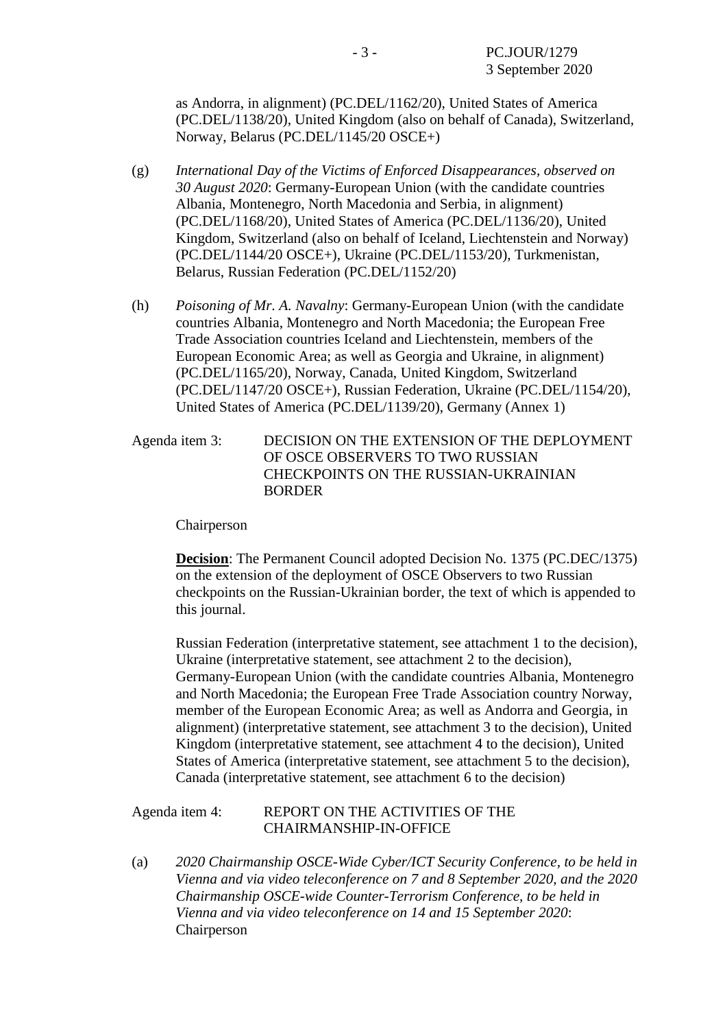as Andorra, in alignment) (PC.DEL/1162/20), United States of America (PC.DEL/1138/20), United Kingdom (also on behalf of Canada), Switzerland, Norway, Belarus (PC.DEL/1145/20 OSCE+)

(g) *International Day of the Victims of Enforced Disappearances, observed on 30 August 2020*: Germany-European Union (with the candidate countries Albania, Montenegro, North Macedonia and Serbia, in alignment) (PC.DEL/1168/20), United States of America (PC.DEL/1136/20), United Kingdom, Switzerland (also on behalf of Iceland, Liechtenstein and Norway) (PC.DEL/1144/20 OSCE+), Ukraine (PC.DEL/1153/20), Turkmenistan, Belarus, Russian Federation (PC.DEL/1152/20)

(h) *Poisoning of Mr. A. Navalny*: Germany-European Union (with the candidate countries Albania, Montenegro and North Macedonia; the European Free Trade Association countries Iceland and Liechtenstein, members of the European Economic Area; as well as Georgia and Ukraine, in alignment) (PC.DEL/1165/20), Norway, Canada, United Kingdom, Switzerland (PC.DEL/1147/20 OSCE+), Russian Federation, Ukraine (PC.DEL/1154/20), United States of America (PC.DEL/1139/20), Germany (Annex 1)

Agenda item 3: DECISION ON THE EXTENSION OF THE DEPLOYMENT OF OSCE OBSERVERS TO TWO RUSSIAN CHECKPOINTS ON THE RUSSIAN-UKRAINIAN BORDER

Chairperson

**Decision**: The Permanent Council adopted Decision No. 1375 (PC.DEC/1375) on the extension of the deployment of OSCE Observers to two Russian checkpoints on the Russian-Ukrainian border, the text of which is appended to this journal.

Russian Federation (interpretative statement, see attachment 1 to the decision), Ukraine (interpretative statement, see attachment 2 to the decision), Germany-European Union (with the candidate countries Albania, Montenegro and North Macedonia; the European Free Trade Association country Norway, member of the European Economic Area; as well as Andorra and Georgia, in alignment) (interpretative statement, see attachment 3 to the decision), United Kingdom (interpretative statement, see attachment 4 to the decision), United States of America (interpretative statement, see attachment 5 to the decision), Canada (interpretative statement, see attachment 6 to the decision)

Agenda item 4: REPORT ON THE ACTIVITIES OF THE CHAIRMANSHIP-IN-OFFICE

(a) *2020 Chairmanship OSCE-Wide Cyber/ICT Security Conference, to be held in Vienna and via video teleconference on 7 and 8 September 2020, and the 2020 Chairmanship OSCE-wide Counter-Terrorism Conference, to be held in Vienna and via video teleconference on 14 and 15 September 2020*: Chairperson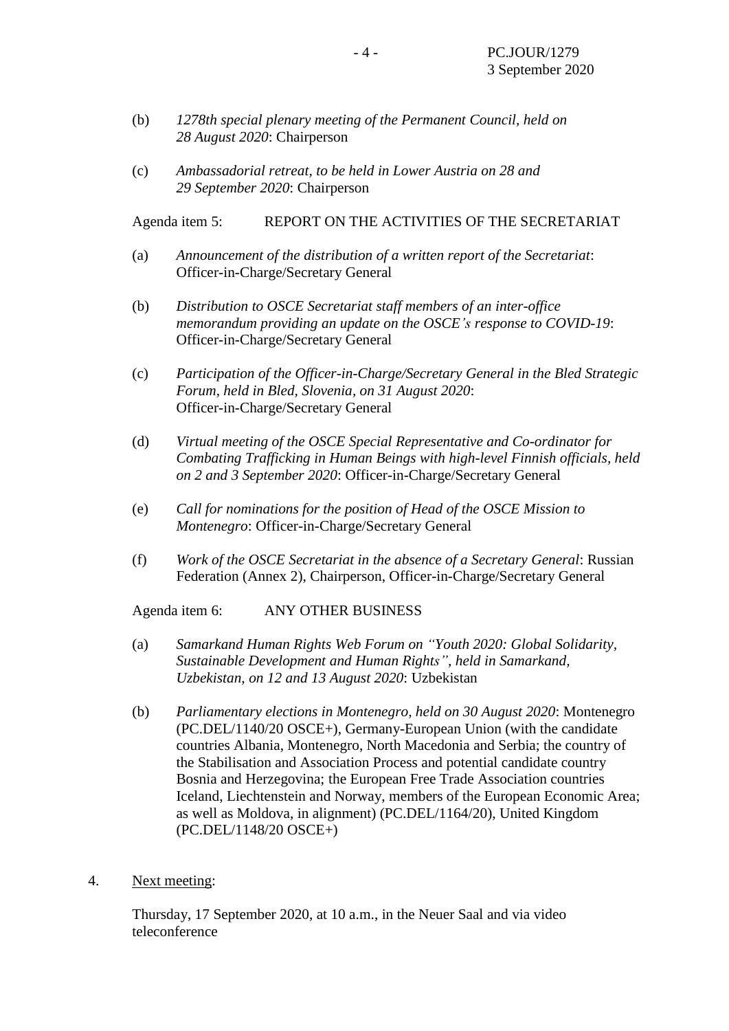(b) *1278th special plenary meeting of the Permanent Council, held on 28 August 2020*: Chairperson

(c) *Ambassadorial retreat, to be held in Lower Austria on 28 and 29 September 2020*: Chairperson

Agenda item 5: REPORT ON THE ACTIVITIES OF THE SECRETARIAT

(a) *Announcement of the distribution of a written report of the Secretariat*: Officer-in-Charge/Secretary General

(b) *Distribution to OSCE Secretariat staff members of an inter-office memorandum providing an update on the OSCE's response to COVID-19*: Officer-in-Charge/Secretary General

(c) *Participation of the Officer-in-Charge/Secretary General in the Bled Strategic Forum, held in Bled, Slovenia, on 31 August 2020*: Officer-in-Charge/Secretary General

(d) *Virtual meeting of the OSCE Special Representative and Co-ordinator for Combating Trafficking in Human Beings with high-level Finnish officials, held on 2 and 3 September 2020*: Officer-in-Charge/Secretary General

(e) *Call for nominations for the position of Head of the OSCE Mission to Montenegro*: Officer-in-Charge/Secretary General

(f) *Work of the OSCE Secretariat in the absence of a Secretary General*: Russian Federation (Annex 2), Chairperson, Officer-in-Charge/Secretary General

Agenda item 6: ANY OTHER BUSINESS

(a) *Samarkand Human Rights Web Forum on "Youth 2020: Global Solidarity, Sustainable Development and Human Rights", held in Samarkand, Uzbekistan, on 12 and 13 August 2020*: Uzbekistan

(b) *Parliamentary elections in Montenegro, held on 30 August 2020*: Montenegro (PC.DEL/1140/20 OSCE+), Germany-European Union (with the candidate countries Albania, Montenegro, North Macedonia and Serbia; the country of the Stabilisation and Association Process and potential candidate country Bosnia and Herzegovina; the European Free Trade Association countries Iceland, Liechtenstein and Norway, members of the European Economic Area; as well as Moldova, in alignment) (PC.DEL/1164/20), United Kingdom (PC.DEL/1148/20 OSCE+)

4. Next meeting:

Thursday, 17 September 2020, at 10 a.m., in the Neuer Saal and via video teleconference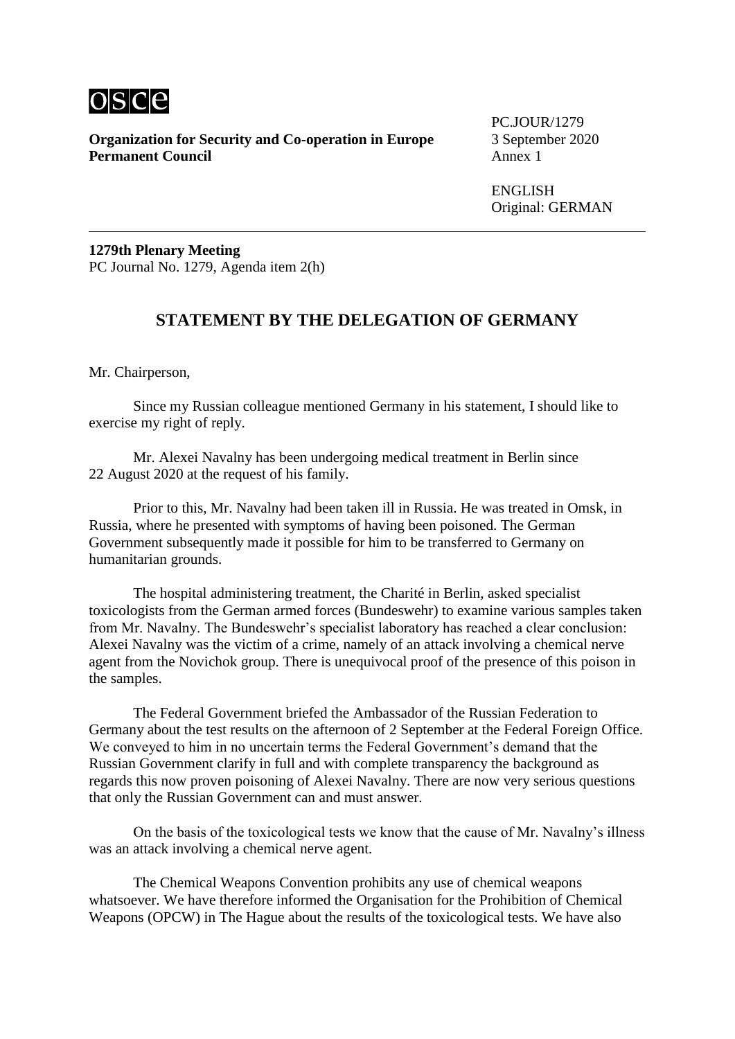osce

**Organization for Security and Co-operation in Europe**
**Permanent Council**

PC.JOUR/1279
3 September 2020
Annex 1

ENGLISH
Original: GERMAN

---

**1279th Plenary Meeting**
PC Journal No. 1279, Agenda item 2(h)

## STATEMENT BY THE DELEGATION OF GERMANY

Mr. Chairperson,

Since my Russian colleague mentioned Germany in his statement, I should like to exercise my right of reply.

Mr. Alexei Navalny has been undergoing medical treatment in Berlin since 22 August 2020 at the request of his family.

Prior to this, Mr. Navalny had been taken ill in Russia. He was treated in Omsk, in Russia, where he presented with symptoms of having been poisoned. The German Government subsequently made it possible for him to be transferred to Germany on humanitarian grounds.

The hospital administering treatment, the Charité in Berlin, asked specialist toxicologists from the German armed forces (Bundeswehr) to examine various samples taken from Mr. Navalny. The Bundeswehr's specialist laboratory has reached a clear conclusion: Alexei Navalny was the victim of a crime, namely of an attack involving a chemical nerve agent from the Novichok group. There is unequivocal proof of the presence of this poison in the samples.

The Federal Government briefed the Ambassador of the Russian Federation to Germany about the test results on the afternoon of 2 September at the Federal Foreign Office. We conveyed to him in no uncertain terms the Federal Government's demand that the Russian Government clarify in full and with complete transparency the background as regards this now proven poisoning of Alexei Navalny. There are now very serious questions that only the Russian Government can and must answer.

On the basis of the toxicological tests we know that the cause of Mr. Navalny's illness was an attack involving a chemical nerve agent.

The Chemical Weapons Convention prohibits any use of chemical weapons whatsoever. We have therefore informed the Organisation for the Prohibition of Chemical Weapons (OPCW) in The Hague about the results of the toxicological tests. We have also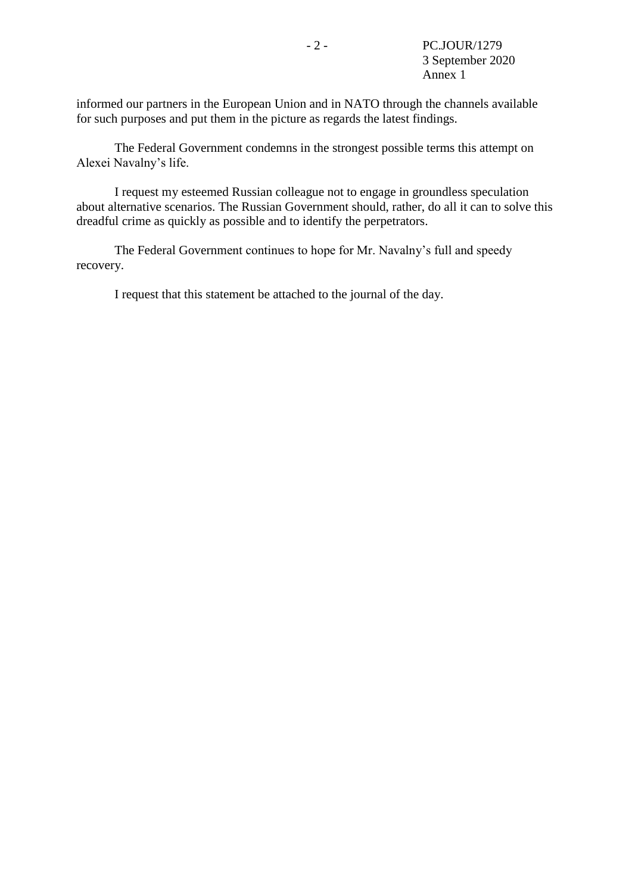informed our partners in the European Union and in NATO through the channels available for such purposes and put them in the picture as regards the latest findings.

The Federal Government condemns in the strongest possible terms this attempt on Alexei Navalny's life.

I request my esteemed Russian colleague not to engage in groundless speculation about alternative scenarios. The Russian Government should, rather, do all it can to solve this dreadful crime as quickly as possible and to identify the perpetrators.

The Federal Government continues to hope for Mr. Navalny's full and speedy recovery.

I request that this statement be attached to the journal of the day.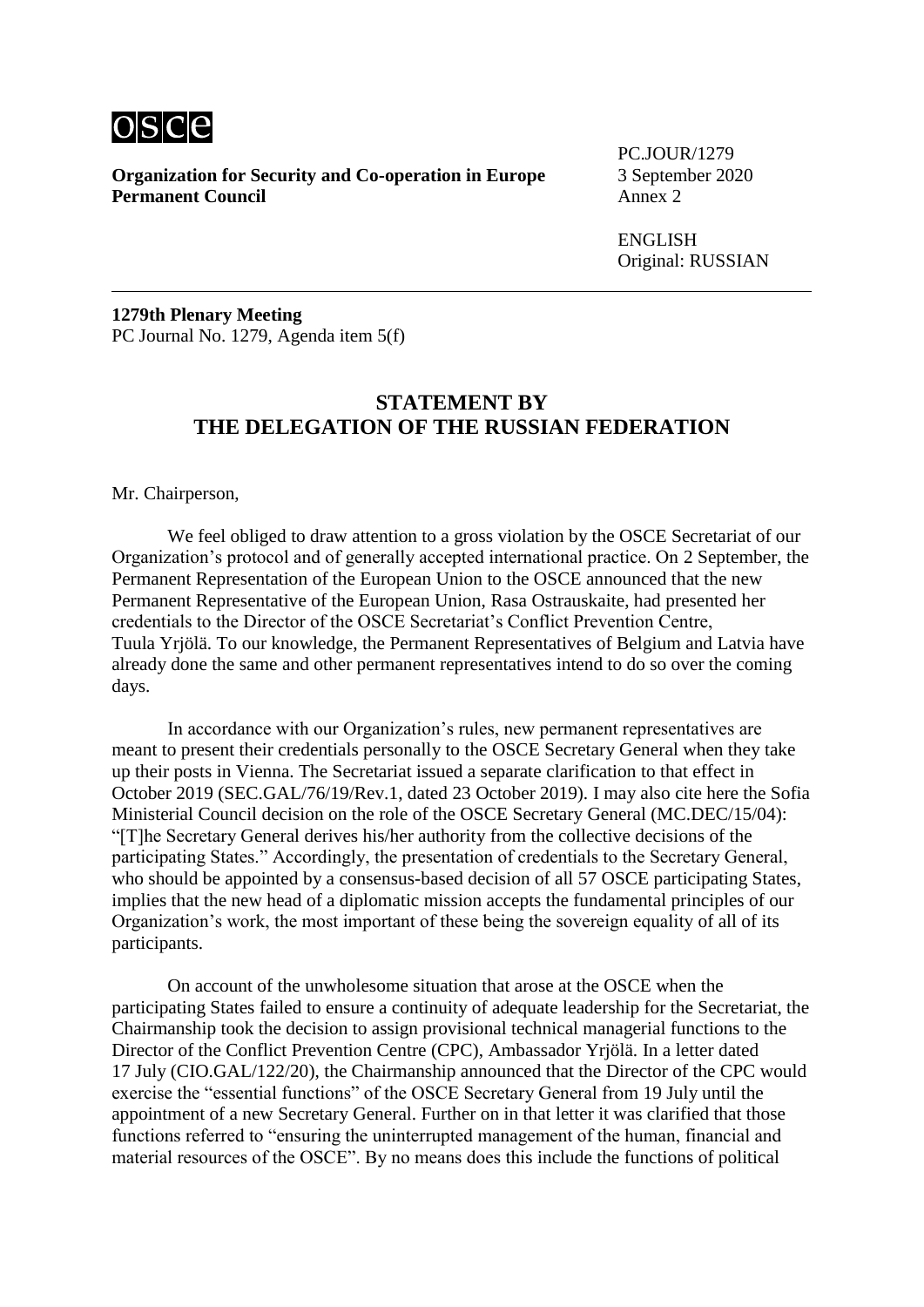**Organization for Security and Co-operation in Europe**
**Permanent Council**

PC.JOUR/1279
3 September 2020
Annex 2

ENGLISH
Original: RUSSIAN

---

**1279th Plenary Meeting**
PC Journal No. 1279, Agenda item 5(f)

## STATEMENT BY THE DELEGATION OF THE RUSSIAN FEDERATION

Mr. Chairperson,

We feel obliged to draw attention to a gross violation by the OSCE Secretariat of our Organization's protocol and of generally accepted international practice. On 2 September, the Permanent Representation of the European Union to the OSCE announced that the new Permanent Representative of the European Union, Rasa Ostrauskaite, had presented her credentials to the Director of the OSCE Secretariat's Conflict Prevention Centre, Tuula Yrjölä. To our knowledge, the Permanent Representatives of Belgium and Latvia have already done the same and other permanent representatives intend to do so over the coming days.

In accordance with our Organization's rules, new permanent representatives are meant to present their credentials personally to the OSCE Secretary General when they take up their posts in Vienna. The Secretariat issued a separate clarification to that effect in October 2019 (SEC.GAL/76/19/Rev.1, dated 23 October 2019). I may also cite here the Sofia Ministerial Council decision on the role of the OSCE Secretary General (MC.DEC/15/04): "[T]he Secretary General derives his/her authority from the collective decisions of the participating States." Accordingly, the presentation of credentials to the Secretary General, who should be appointed by a consensus-based decision of all 57 OSCE participating States, implies that the new head of a diplomatic mission accepts the fundamental principles of our Organization's work, the most important of these being the sovereign equality of all of its participants.

On account of the unwholesome situation that arose at the OSCE when the participating States failed to ensure a continuity of adequate leadership for the Secretariat, the Chairmanship took the decision to assign provisional technical managerial functions to the Director of the Conflict Prevention Centre (CPC), Ambassador Yrjölä. In a letter dated 17 July (CIO.GAL/122/20), the Chairmanship announced that the Director of the CPC would exercise the "essential functions" of the OSCE Secretary General from 19 July until the appointment of a new Secretary General. Further on in that letter it was clarified that those functions referred to "ensuring the uninterrupted management of the human, financial and material resources of the OSCE". By no means does this include the functions of political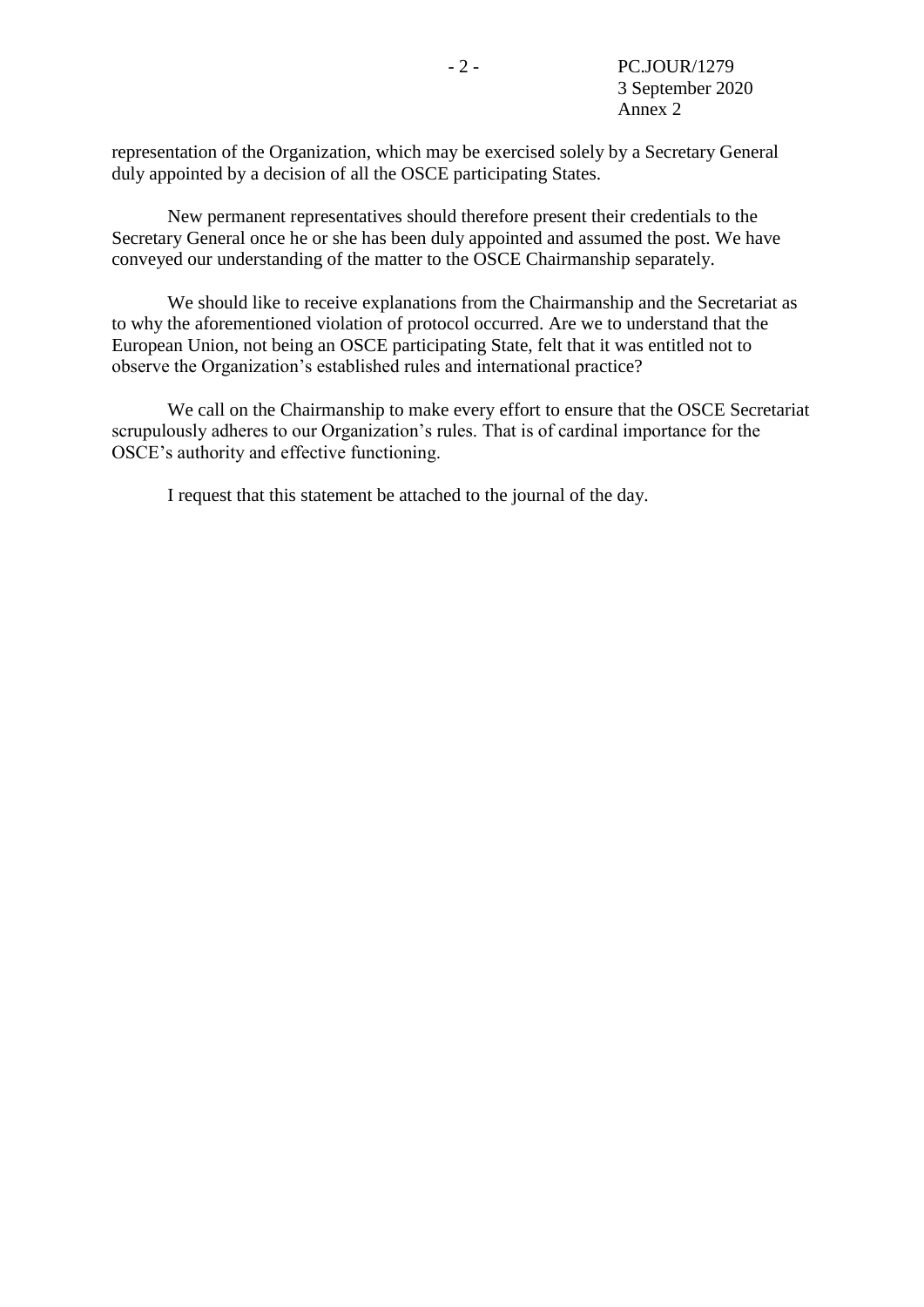representation of the Organization, which may be exercised solely by a Secretary General duly appointed by a decision of all the OSCE participating States.

New permanent representatives should therefore present their credentials to the Secretary General once he or she has been duly appointed and assumed the post. We have conveyed our understanding of the matter to the OSCE Chairmanship separately.

We should like to receive explanations from the Chairmanship and the Secretariat as to why the aforementioned violation of protocol occurred. Are we to understand that the European Union, not being an OSCE participating State, felt that it was entitled not to observe the Organization's established rules and international practice?

We call on the Chairmanship to make every effort to ensure that the OSCE Secretariat scrupulously adheres to our Organization's rules. That is of cardinal importance for the OSCE's authority and effective functioning.

I request that this statement be attached to the journal of the day.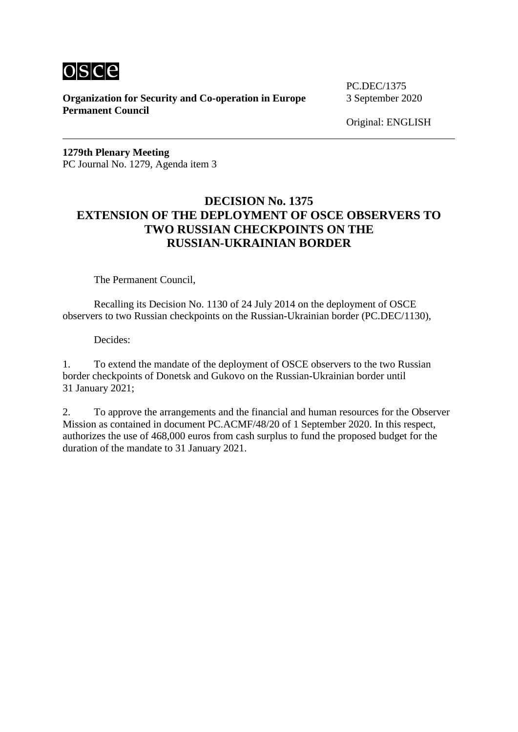**Organization for Security and Co-operation in Europe**
**Permanent Council**

PC.DEC/1375
3 September 2020

Original: ENGLISH

**1279th Plenary Meeting**
PC Journal No. 1279, Agenda item 3

# DECISION No. 1375
# EXTENSION OF THE DEPLOYMENT OF OSCE OBSERVERS TO TWO RUSSIAN CHECKPOINTS ON THE RUSSIAN-UKRAINIAN BORDER

The Permanent Council,

Recalling its Decision No. 1130 of 24 July 2014 on the deployment of OSCE observers to two Russian checkpoints on the Russian-Ukrainian border (PC.DEC/1130),

Decides:

1. To extend the mandate of the deployment of OSCE observers to the two Russian border checkpoints of Donetsk and Gukovo on the Russian-Ukrainian border until 31 January 2021;

2. To approve the arrangements and the financial and human resources for the Observer Mission as contained in document PC.ACMF/48/20 of 1 September 2020. In this respect, authorizes the use of 468,000 euros from cash surplus to fund the proposed budget for the duration of the mandate to 31 January 2021.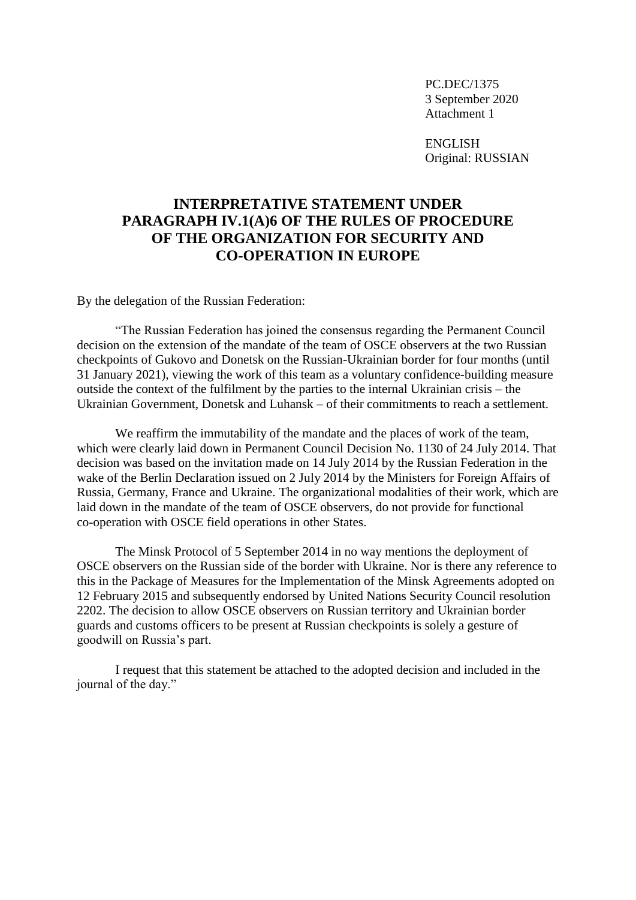PC.DEC/1375
3 September 2020
Attachment 1

ENGLISH
Original: RUSSIAN

# INTERPRETATIVE STATEMENT UNDER PARAGRAPH IV.1(A)6 OF THE RULES OF PROCEDURE OF THE ORGANIZATION FOR SECURITY AND CO-OPERATION IN EUROPE

By the delegation of the Russian Federation:

"The Russian Federation has joined the consensus regarding the Permanent Council decision on the extension of the mandate of the team of OSCE observers at the two Russian checkpoints of Gukovo and Donetsk on the Russian-Ukrainian border for four months (until 31 January 2021), viewing the work of this team as a voluntary confidence-building measure outside the context of the fulfilment by the parties to the internal Ukrainian crisis – the Ukrainian Government, Donetsk and Luhansk – of their commitments to reach a settlement.

We reaffirm the immutability of the mandate and the places of work of the team, which were clearly laid down in Permanent Council Decision No. 1130 of 24 July 2014. That decision was based on the invitation made on 14 July 2014 by the Russian Federation in the wake of the Berlin Declaration issued on 2 July 2014 by the Ministers for Foreign Affairs of Russia, Germany, France and Ukraine. The organizational modalities of their work, which are laid down in the mandate of the team of OSCE observers, do not provide for functional co-operation with OSCE field operations in other States.

The Minsk Protocol of 5 September 2014 in no way mentions the deployment of OSCE observers on the Russian side of the border with Ukraine. Nor is there any reference to this in the Package of Measures for the Implementation of the Minsk Agreements adopted on 12 February 2015 and subsequently endorsed by United Nations Security Council resolution 2202. The decision to allow OSCE observers on Russian territory and Ukrainian border guards and customs officers to be present at Russian checkpoints is solely a gesture of goodwill on Russia's part.

I request that this statement be attached to the adopted decision and included in the journal of the day."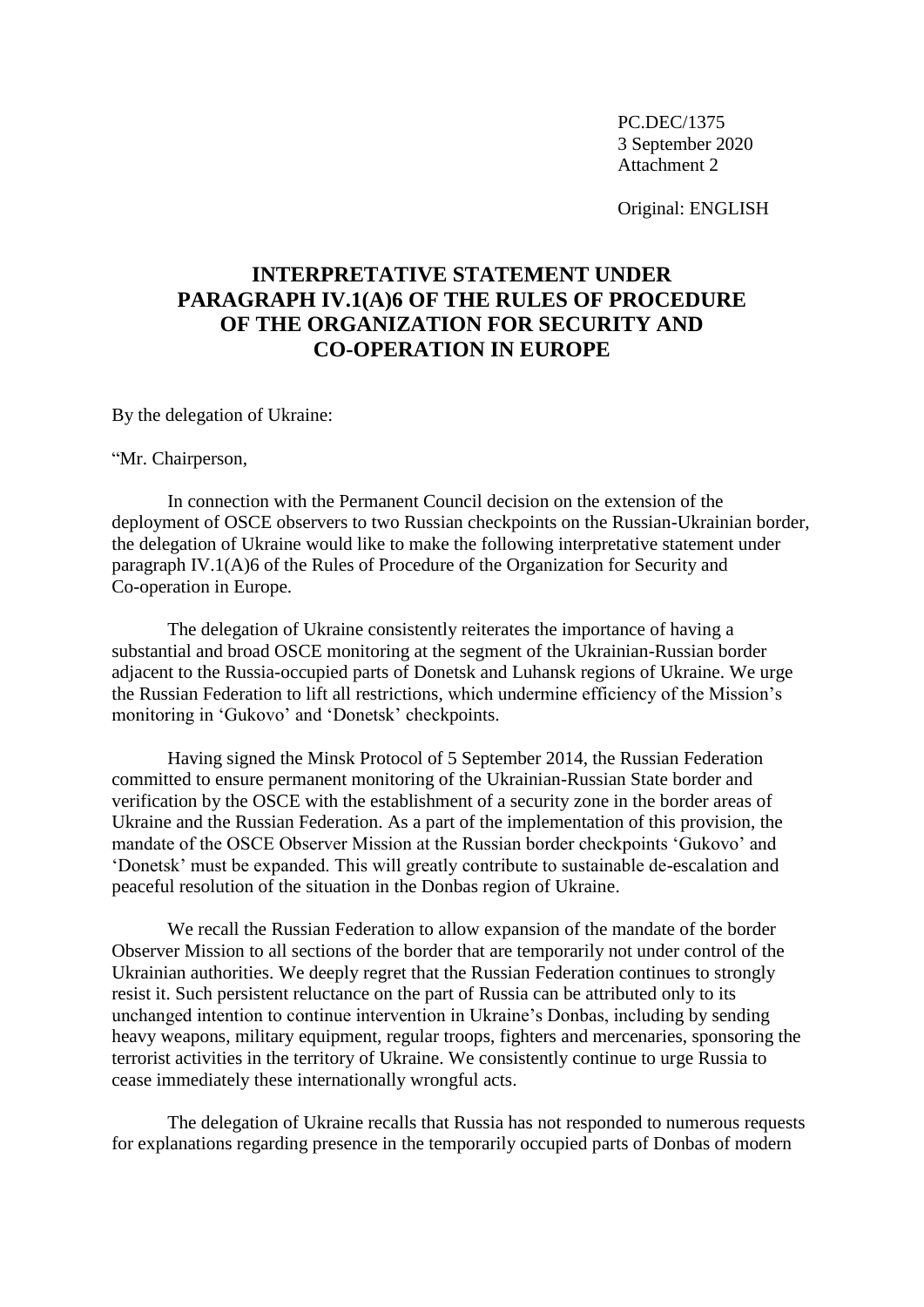PC.DEC/1375
3 September 2020
Attachment 2

Original: ENGLISH

# INTERPRETATIVE STATEMENT UNDER PARAGRAPH IV.1(A)6 OF THE RULES OF PROCEDURE OF THE ORGANIZATION FOR SECURITY AND CO-OPERATION IN EUROPE

By the delegation of Ukraine:

"Mr. Chairperson,

In connection with the Permanent Council decision on the extension of the deployment of OSCE observers to two Russian checkpoints on the Russian-Ukrainian border, the delegation of Ukraine would like to make the following interpretative statement under paragraph IV.1(A)6 of the Rules of Procedure of the Organization for Security and Co-operation in Europe.

The delegation of Ukraine consistently reiterates the importance of having a substantial and broad OSCE monitoring at the segment of the Ukrainian-Russian border adjacent to the Russia-occupied parts of Donetsk and Luhansk regions of Ukraine. We urge the Russian Federation to lift all restrictions, which undermine efficiency of the Mission's monitoring in 'Gukovo' and 'Donetsk' checkpoints.

Having signed the Minsk Protocol of 5 September 2014, the Russian Federation committed to ensure permanent monitoring of the Ukrainian-Russian State border and verification by the OSCE with the establishment of a security zone in the border areas of Ukraine and the Russian Federation. As a part of the implementation of this provision, the mandate of the OSCE Observer Mission at the Russian border checkpoints 'Gukovo' and 'Donetsk' must be expanded. This will greatly contribute to sustainable de-escalation and peaceful resolution of the situation in the Donbas region of Ukraine.

We recall the Russian Federation to allow expansion of the mandate of the border Observer Mission to all sections of the border that are temporarily not under control of the Ukrainian authorities. We deeply regret that the Russian Federation continues to strongly resist it. Such persistent reluctance on the part of Russia can be attributed only to its unchanged intention to continue intervention in Ukraine's Donbas, including by sending heavy weapons, military equipment, regular troops, fighters and mercenaries, sponsoring the terrorist activities in the territory of Ukraine. We consistently continue to urge Russia to cease immediately these internationally wrongful acts.

The delegation of Ukraine recalls that Russia has not responded to numerous requests for explanations regarding presence in the temporarily occupied parts of Donbas of modern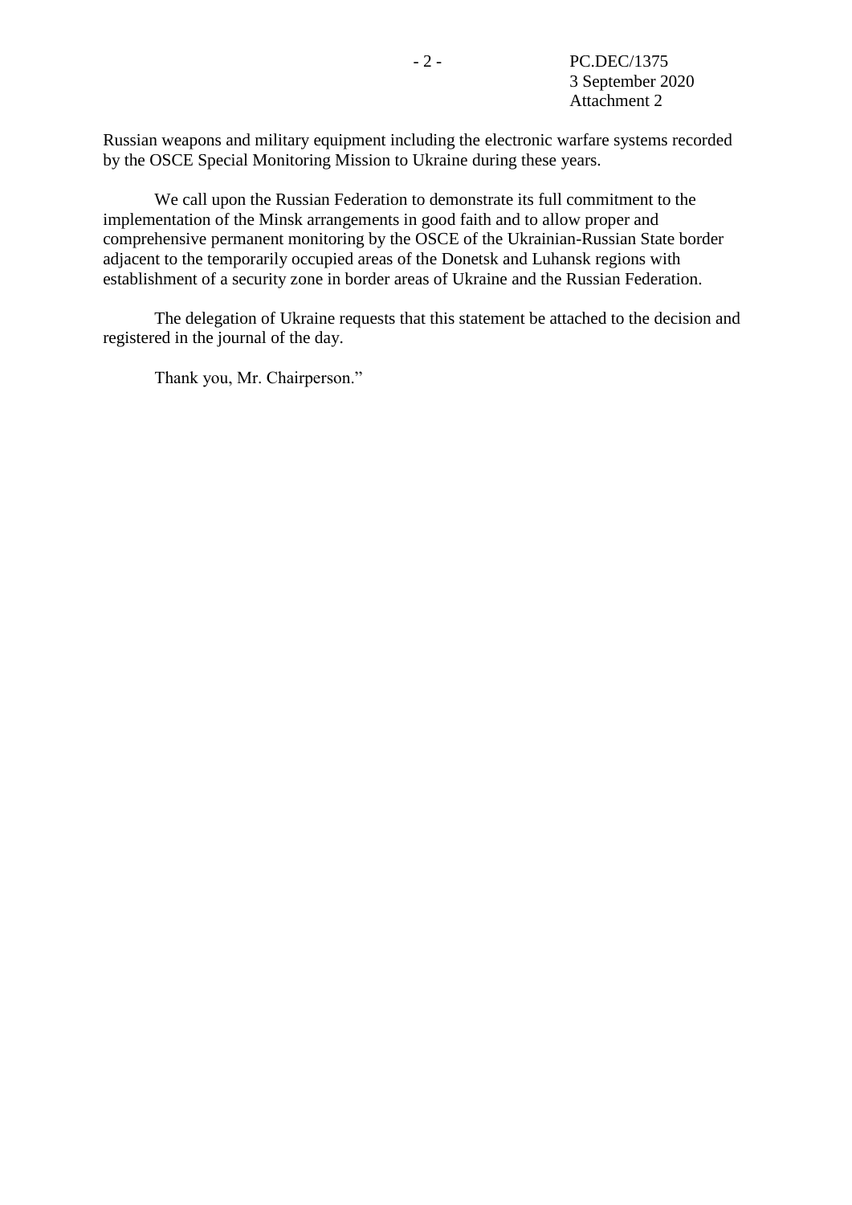Russian weapons and military equipment including the electronic warfare systems recorded by the OSCE Special Monitoring Mission to Ukraine during these years.

We call upon the Russian Federation to demonstrate its full commitment to the implementation of the Minsk arrangements in good faith and to allow proper and comprehensive permanent monitoring by the OSCE of the Ukrainian-Russian State border adjacent to the temporarily occupied areas of the Donetsk and Luhansk regions with establishment of a security zone in border areas of Ukraine and the Russian Federation.

The delegation of Ukraine requests that this statement be attached to the decision and registered in the journal of the day.

Thank you, Mr. Chairperson."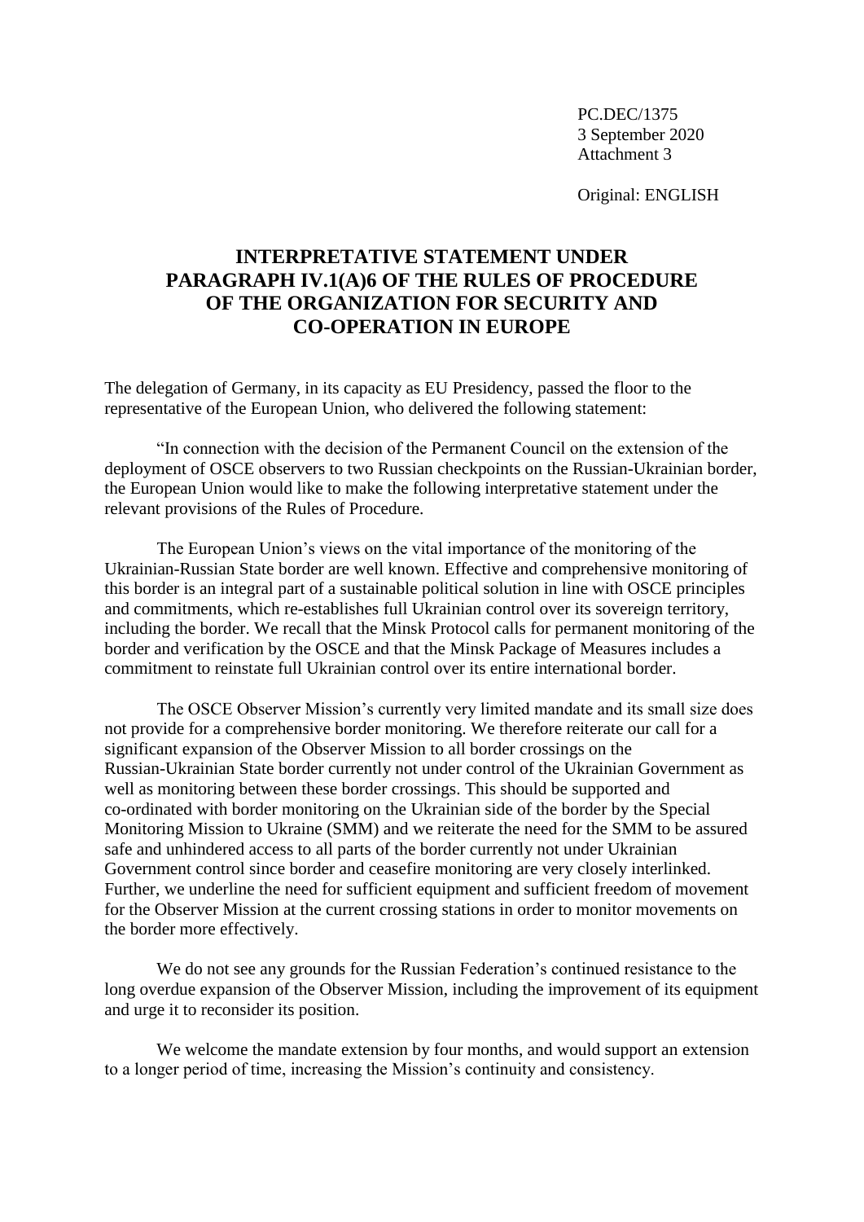PC.DEC/1375
3 September 2020
Attachment 3

Original: ENGLISH

# INTERPRETATIVE STATEMENT UNDER PARAGRAPH IV.1(A)6 OF THE RULES OF PROCEDURE OF THE ORGANIZATION FOR SECURITY AND CO-OPERATION IN EUROPE

The delegation of Germany, in its capacity as EU Presidency, passed the floor to the representative of the European Union, who delivered the following statement:

"In connection with the decision of the Permanent Council on the extension of the deployment of OSCE observers to two Russian checkpoints on the Russian-Ukrainian border, the European Union would like to make the following interpretative statement under the relevant provisions of the Rules of Procedure.

The European Union's views on the vital importance of the monitoring of the Ukrainian-Russian State border are well known. Effective and comprehensive monitoring of this border is an integral part of a sustainable political solution in line with OSCE principles and commitments, which re-establishes full Ukrainian control over its sovereign territory, including the border. We recall that the Minsk Protocol calls for permanent monitoring of the border and verification by the OSCE and that the Minsk Package of Measures includes a commitment to reinstate full Ukrainian control over its entire international border.

The OSCE Observer Mission's currently very limited mandate and its small size does not provide for a comprehensive border monitoring. We therefore reiterate our call for a significant expansion of the Observer Mission to all border crossings on the Russian-Ukrainian State border currently not under control of the Ukrainian Government as well as monitoring between these border crossings. This should be supported and co-ordinated with border monitoring on the Ukrainian side of the border by the Special Monitoring Mission to Ukraine (SMM) and we reiterate the need for the SMM to be assured safe and unhindered access to all parts of the border currently not under Ukrainian Government control since border and ceasefire monitoring are very closely interlinked. Further, we underline the need for sufficient equipment and sufficient freedom of movement for the Observer Mission at the current crossing stations in order to monitor movements on the border more effectively.

We do not see any grounds for the Russian Federation's continued resistance to the long overdue expansion of the Observer Mission, including the improvement of its equipment and urge it to reconsider its position.

We welcome the mandate extension by four months, and would support an extension to a longer period of time, increasing the Mission's continuity and consistency.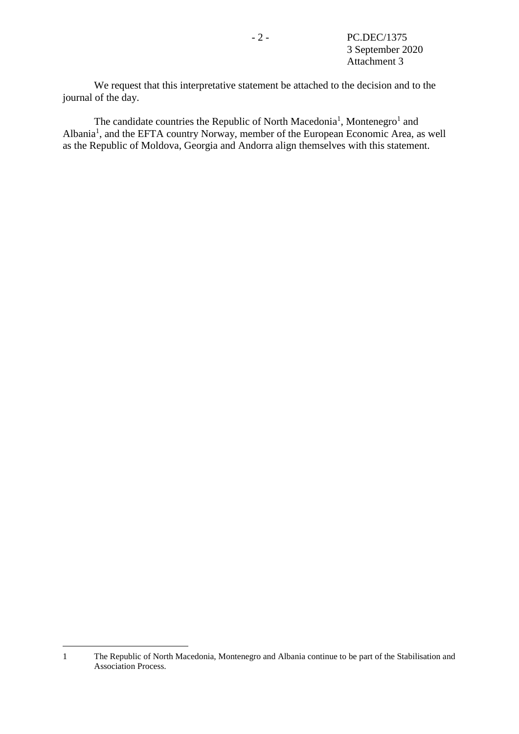We request that this interpretative statement be attached to the decision and to the journal of the day.

The candidate countries the Republic of North Macedonia[1], Montenegro[1] and Albania[1], and the EFTA country Norway, member of the European Economic Area, as well as the Republic of Moldova, Georgia and Andorra align themselves with this statement.

---

1 The Republic of North Macedonia, Montenegro and Albania continue to be part of the Stabilisation and Association Process.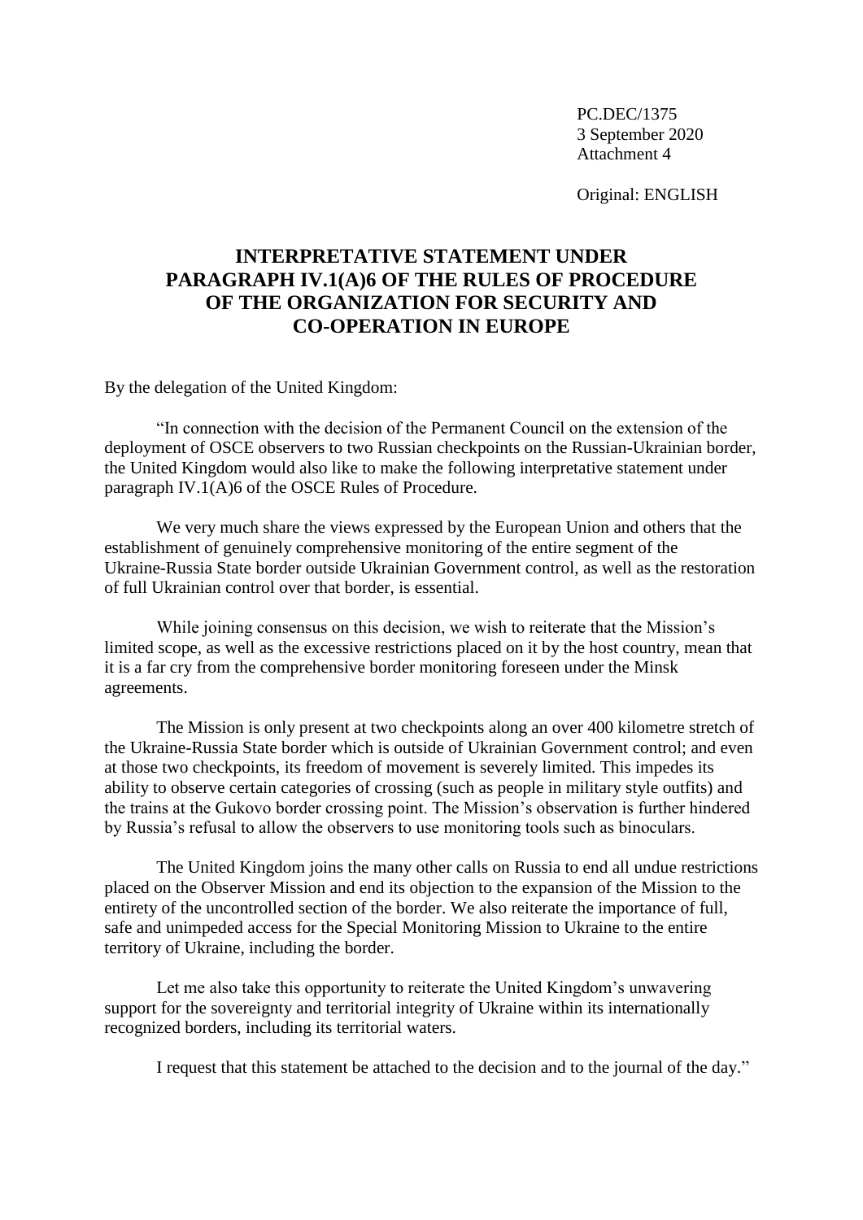PC.DEC/1375
3 September 2020
Attachment 4

Original: ENGLISH

# INTERPRETATIVE STATEMENT UNDER PARAGRAPH IV.1(A)6 OF THE RULES OF PROCEDURE OF THE ORGANIZATION FOR SECURITY AND CO-OPERATION IN EUROPE

By the delegation of the United Kingdom:

"In connection with the decision of the Permanent Council on the extension of the deployment of OSCE observers to two Russian checkpoints on the Russian-Ukrainian border, the United Kingdom would also like to make the following interpretative statement under paragraph IV.1(A)6 of the OSCE Rules of Procedure.

We very much share the views expressed by the European Union and others that the establishment of genuinely comprehensive monitoring of the entire segment of the Ukraine-Russia State border outside Ukrainian Government control, as well as the restoration of full Ukrainian control over that border, is essential.

While joining consensus on this decision, we wish to reiterate that the Mission's limited scope, as well as the excessive restrictions placed on it by the host country, mean that it is a far cry from the comprehensive border monitoring foreseen under the Minsk agreements.

The Mission is only present at two checkpoints along an over 400 kilometre stretch of the Ukraine-Russia State border which is outside of Ukrainian Government control; and even at those two checkpoints, its freedom of movement is severely limited. This impedes its ability to observe certain categories of crossing (such as people in military style outfits) and the trains at the Gukovo border crossing point. The Mission's observation is further hindered by Russia's refusal to allow the observers to use monitoring tools such as binoculars.

The United Kingdom joins the many other calls on Russia to end all undue restrictions placed on the Observer Mission and end its objection to the expansion of the Mission to the entirety of the uncontrolled section of the border. We also reiterate the importance of full, safe and unimpeded access for the Special Monitoring Mission to Ukraine to the entire territory of Ukraine, including the border.

Let me also take this opportunity to reiterate the United Kingdom's unwavering support for the sovereignty and territorial integrity of Ukraine within its internationally recognized borders, including its territorial waters.

I request that this statement be attached to the decision and to the journal of the day."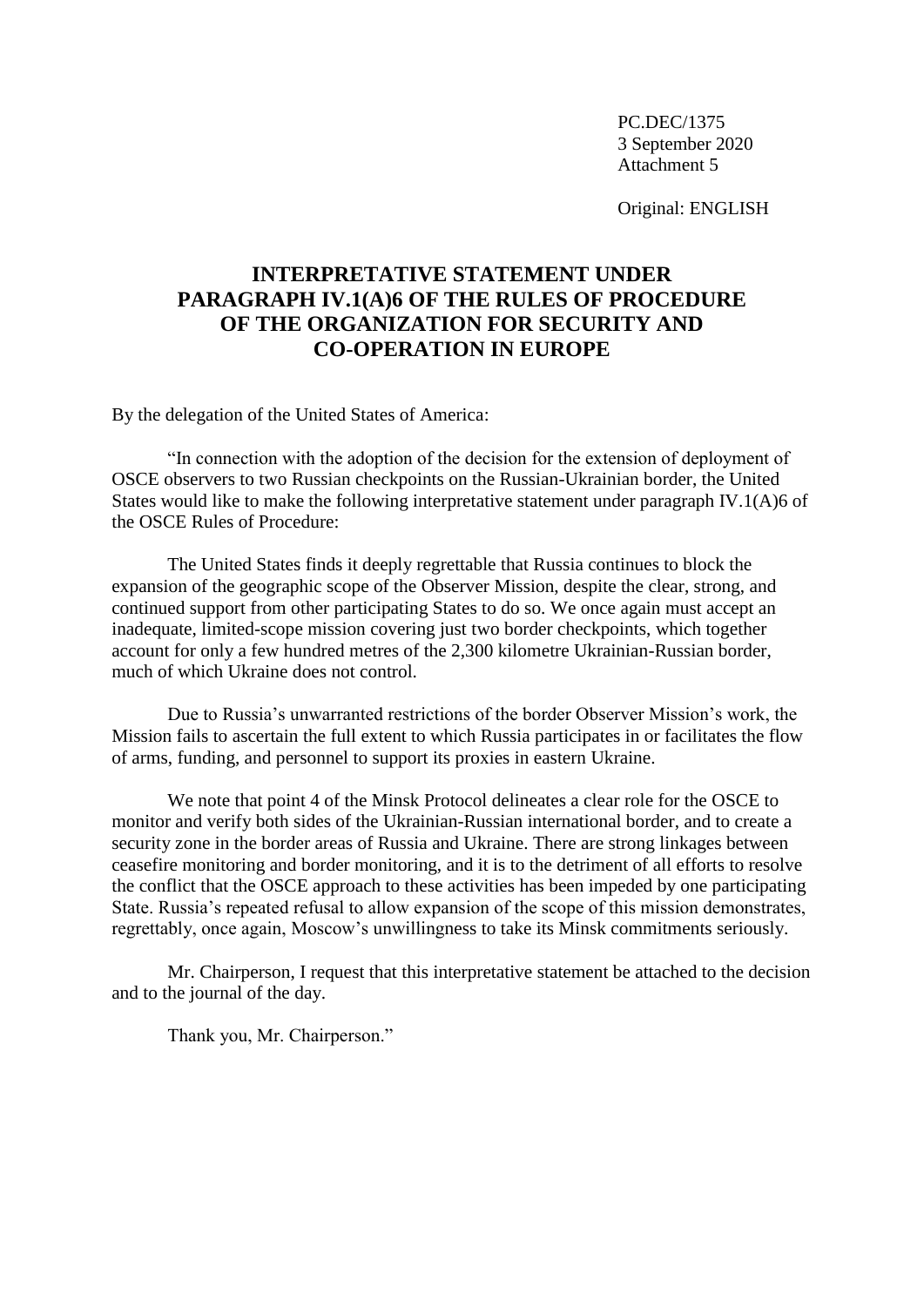PC.DEC/1375
3 September 2020
Attachment 5

Original: ENGLISH

# INTERPRETATIVE STATEMENT UNDER PARAGRAPH IV.1(A)6 OF THE RULES OF PROCEDURE OF THE ORGANIZATION FOR SECURITY AND CO-OPERATION IN EUROPE

By the delegation of the United States of America:

"In connection with the adoption of the decision for the extension of deployment of OSCE observers to two Russian checkpoints on the Russian-Ukrainian border, the United States would like to make the following interpretative statement under paragraph IV.1(A)6 of the OSCE Rules of Procedure:

The United States finds it deeply regrettable that Russia continues to block the expansion of the geographic scope of the Observer Mission, despite the clear, strong, and continued support from other participating States to do so. We once again must accept an inadequate, limited-scope mission covering just two border checkpoints, which together account for only a few hundred metres of the 2,300 kilometre Ukrainian-Russian border, much of which Ukraine does not control.

Due to Russia's unwarranted restrictions of the border Observer Mission's work, the Mission fails to ascertain the full extent to which Russia participates in or facilitates the flow of arms, funding, and personnel to support its proxies in eastern Ukraine.

We note that point 4 of the Minsk Protocol delineates a clear role for the OSCE to monitor and verify both sides of the Ukrainian-Russian international border, and to create a security zone in the border areas of Russia and Ukraine. There are strong linkages between ceasefire monitoring and border monitoring, and it is to the detriment of all efforts to resolve the conflict that the OSCE approach to these activities has been impeded by one participating State. Russia's repeated refusal to allow expansion of the scope of this mission demonstrates, regrettably, once again, Moscow's unwillingness to take its Minsk commitments seriously.

Mr. Chairperson, I request that this interpretative statement be attached to the decision and to the journal of the day.

Thank you, Mr. Chairperson."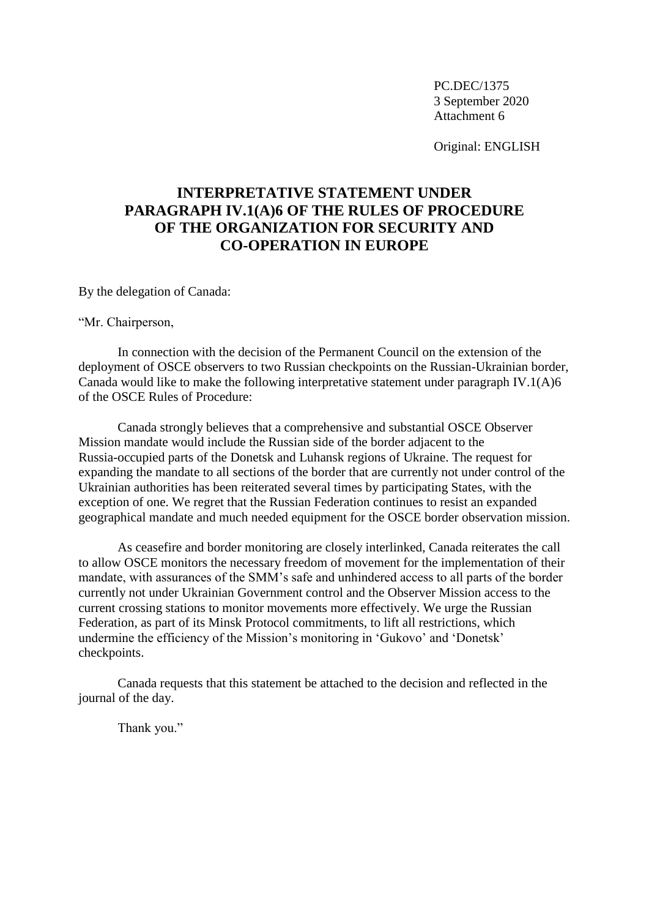PC.DEC/1375
3 September 2020
Attachment 6

Original: ENGLISH

# INTERPRETATIVE STATEMENT UNDER PARAGRAPH IV.1(A)6 OF THE RULES OF PROCEDURE OF THE ORGANIZATION FOR SECURITY AND CO-OPERATION IN EUROPE

By the delegation of Canada:

"Mr. Chairperson,

In connection with the decision of the Permanent Council on the extension of the deployment of OSCE observers to two Russian checkpoints on the Russian-Ukrainian border, Canada would like to make the following interpretative statement under paragraph IV.1(A)6 of the OSCE Rules of Procedure:

Canada strongly believes that a comprehensive and substantial OSCE Observer Mission mandate would include the Russian side of the border adjacent to the Russia-occupied parts of the Donetsk and Luhansk regions of Ukraine. The request for expanding the mandate to all sections of the border that are currently not under control of the Ukrainian authorities has been reiterated several times by participating States, with the exception of one. We regret that the Russian Federation continues to resist an expanded geographical mandate and much needed equipment for the OSCE border observation mission.

As ceasefire and border monitoring are closely interlinked, Canada reiterates the call to allow OSCE monitors the necessary freedom of movement for the implementation of their mandate, with assurances of the SMM's safe and unhindered access to all parts of the border currently not under Ukrainian Government control and the Observer Mission access to the current crossing stations to monitor movements more effectively. We urge the Russian Federation, as part of its Minsk Protocol commitments, to lift all restrictions, which undermine the efficiency of the Mission's monitoring in 'Gukovo' and 'Donetsk' checkpoints.

Canada requests that this statement be attached to the decision and reflected in the journal of the day.

Thank you."